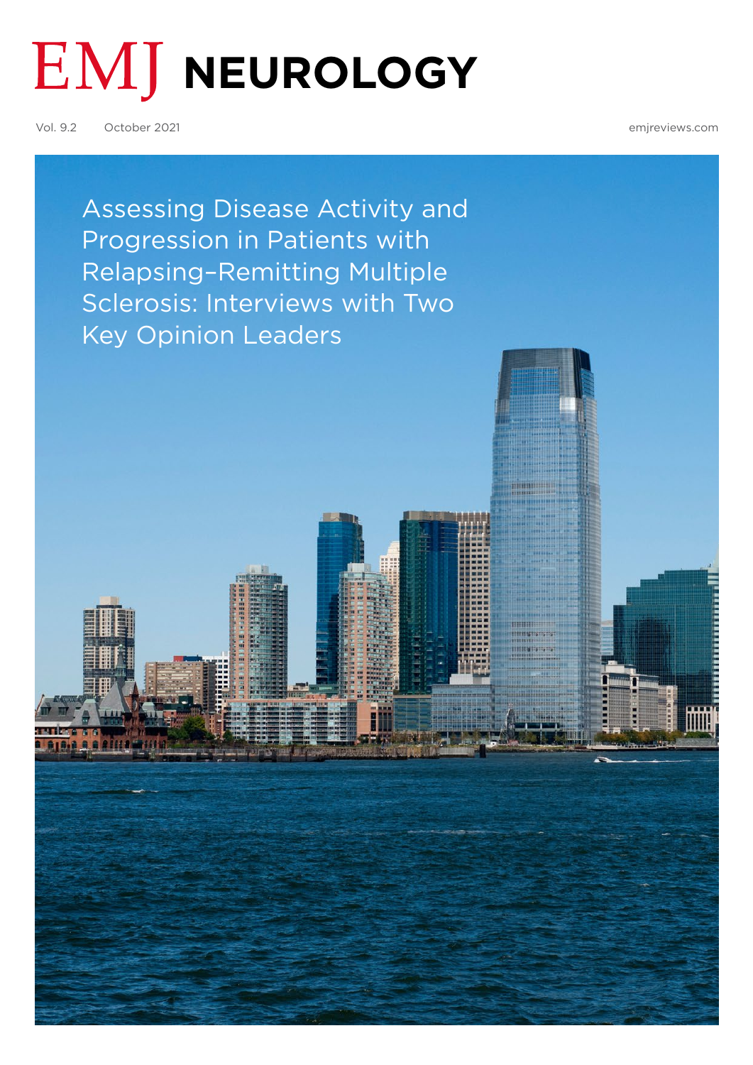# EMJ NEUROLOGY

Vol. 9.2 October 2021 emjreviews.com

## Assessing Disease Activity and Progression in Patients with Relapsing–Remitting Multiple Sclerosis: Interviews with Two Key Opinion Leaders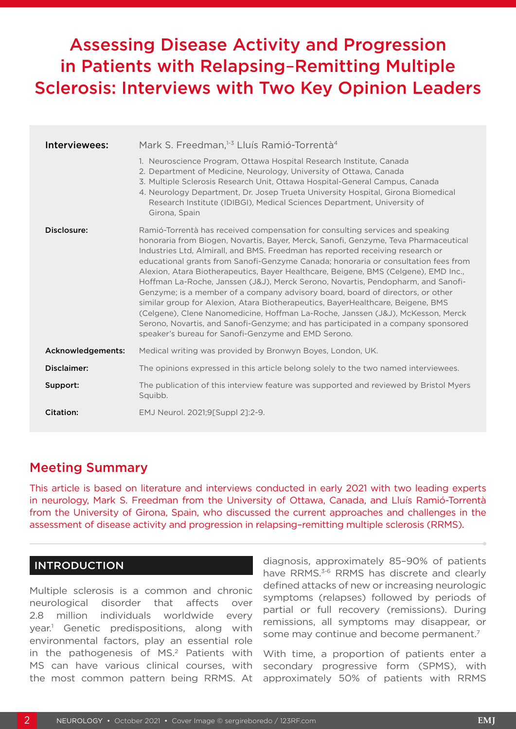# Assessing Disease Activity and Progression in Patients with Relapsing–Remitting Multiple Sclerosis: Interviews with Two Key Opinion Leaders

**Interviewees:** Mark S. Freedman,[1-3] Lluís Ramió-Torrentà[4]

1. Neuroscience Program, Ottawa Hospital Research Institute, Canada
2. Department of Medicine, Neurology, University of Ottawa, Canada
3. Multiple Sclerosis Research Unit, Ottawa Hospital-General Campus, Canada
4. Neurology Department, Dr. Josep Trueta University Hospital, Girona Biomedical Research Institute (IDIBGI), Medical Sciences Department, University of Girona, Spain

**Disclosure:** Ramió-Torrentà has received compensation for consulting services and speaking honoraria from Biogen, Novartis, Bayer, Merck, Sanofi, Genzyme, Teva Pharmaceutical Industries Ltd, Almirall, and BMS. Freedman has reported receiving research or educational grants from Sanofi-Genzyme Canada; honoraria or consultation fees from Alexion, Atara Biotherapeutics, Bayer Healthcare, Beigene, BMS (Celgene), EMD Inc., Hoffman La-Roche, Janssen (J&J), Merck Serono, Novartis, Pendopharm, and Sanofi-Genzyme; is a member of a company advisory board, board of directors, or other similar group for Alexion, Atara Biotherapeutics, BayerHealthcare, Beigene, BMS (Celgene), Clene Nanomedicine, Hoffman La-Roche, Janssen (J&J), McKesson, Merck Serono, Novartis, and Sanofi-Genzyme; and has participated in a company sponsored speaker's bureau for Sanofi-Genzyme and EMD Serono.

**Acknowledgements:** Medical writing was provided by Bronwyn Boyes, London, UK.

**Disclaimer:** The opinions expressed in this article belong solely to the two named interviewees.

**Support:** The publication of this interview feature was supported and reviewed by Bristol Myers Squibb.

**Citation:** EMJ Neurol. 2021;9[Suppl 2]:2-9.

## Meeting Summary

This article is based on literature and interviews conducted in early 2021 with two leading experts in neurology, Mark S. Freedman from the University of Ottawa, Canada, and Lluís Ramió-Torrentà from the University of Girona, Spain, who discussed the current approaches and challenges in the assessment of disease activity and progression in relapsing–remitting multiple sclerosis (RRMS).

## INTRODUCTION

Multiple sclerosis is a common and chronic neurological disorder that affects over 2.8 million individuals worldwide every year.[1] Genetic predispositions, along with environmental factors, play an essential role in the pathogenesis of MS.[2] Patients with MS can have various clinical courses, with the most common pattern being RRMS. At diagnosis, approximately 85–90% of patients have RRMS.[3-6] RRMS has discrete and clearly defined attacks of new or increasing neurologic symptoms (relapses) followed by periods of partial or full recovery (remissions). During remissions, all symptoms may disappear, or some may continue and become permanent.[7]

With time, a proportion of patients enter a secondary progressive form (SPMS), with approximately 50% of patients with RRMS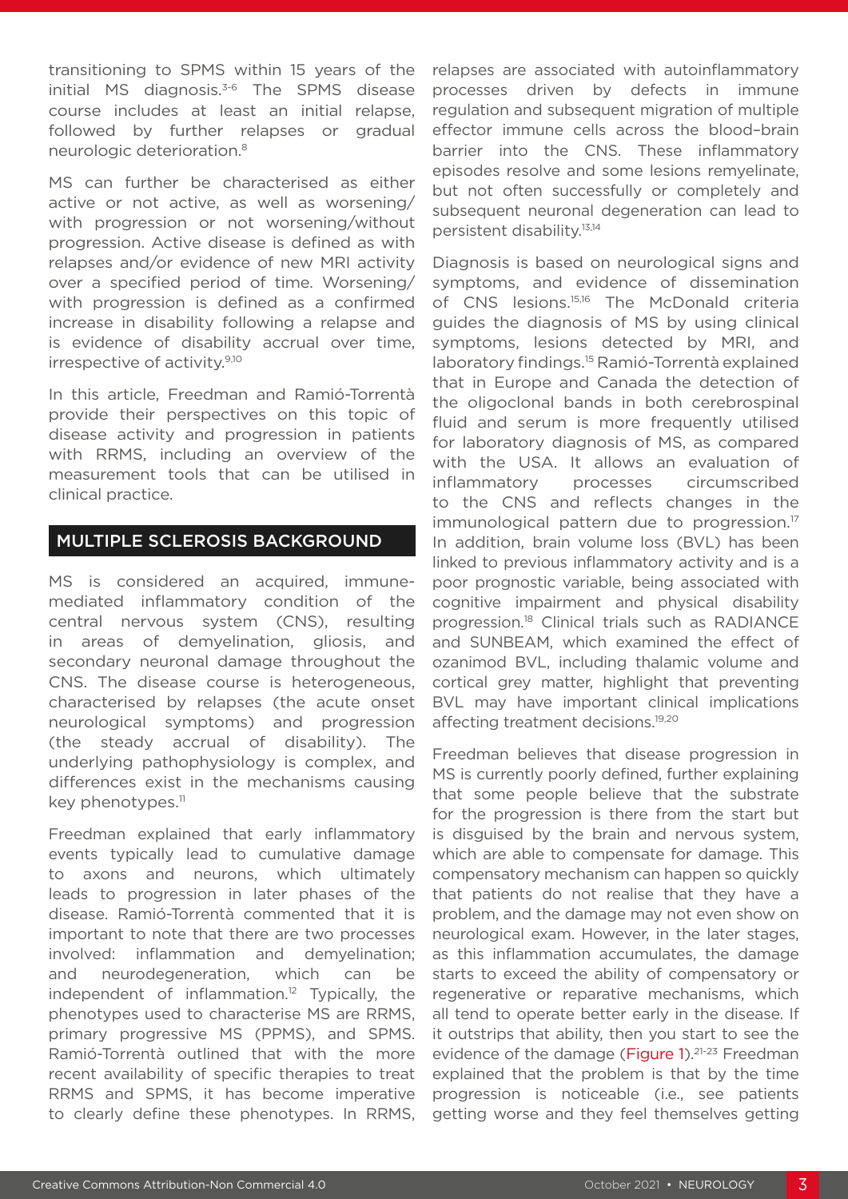transitioning to SPMS within 15 years of the initial MS diagnosis.[3-6] The SPMS disease course includes at least an initial relapse, followed by further relapses or gradual neurologic deterioration.[8]

MS can further be characterised as either active or not active, as well as worsening/with progression or not worsening/without progression. Active disease is defined as with relapses and/or evidence of new MRI activity over a specified period of time. Worsening/with progression is defined as a confirmed increase in disability following a relapse and is evidence of disability accrual over time, irrespective of activity.[9,10]

In this article, Freedman and Ramió-Torrentà provide their perspectives on this topic of disease activity and progression in patients with RRMS, including an overview of the measurement tools that can be utilised in clinical practice.

## MULTIPLE SCLEROSIS BACKGROUND

MS is considered an acquired, immune-mediated inflammatory condition of the central nervous system (CNS), resulting in areas of demyelination, gliosis, and secondary neuronal damage throughout the CNS. The disease course is heterogeneous, characterised by relapses (the acute onset neurological symptoms) and progression (the steady accrual of disability). The underlying pathophysiology is complex, and differences exist in the mechanisms causing key phenotypes.[11]

Freedman explained that early inflammatory events typically lead to cumulative damage to axons and neurons, which ultimately leads to progression in later phases of the disease. Ramió-Torrentà commented that it is important to note that there are two processes involved: inflammation and demyelination; and neurodegeneration, which can be independent of inflammation.[12] Typically, the phenotypes used to characterise MS are RRMS, primary progressive MS (PPMS), and SPMS. Ramió-Torrentà outlined that with the more recent availability of specific therapies to treat RRMS and SPMS, it has become imperative to clearly define these phenotypes. In RRMS, relapses are associated with autoinflammatory processes driven by defects in immune regulation and subsequent migration of multiple effector immune cells across the blood–brain barrier into the CNS. These inflammatory episodes resolve and some lesions remyelinate, but not often successfully or completely and subsequent neuronal degeneration can lead to persistent disability.[13,14]

Diagnosis is based on neurological signs and symptoms, and evidence of dissemination of CNS lesions.[15,16] The McDonald criteria guides the diagnosis of MS by using clinical symptoms, lesions detected by MRI, and laboratory findings.[15] Ramió-Torrentà explained that in Europe and Canada the detection of the oligoclonal bands in both cerebrospinal fluid and serum is more frequently utilised for laboratory diagnosis of MS, as compared with the USA. It allows an evaluation of inflammatory processes circumscribed to the CNS and reflects changes in the immunological pattern due to progression.[17] In addition, brain volume loss (BVL) has been linked to previous inflammatory activity and is a poor prognostic variable, being associated with cognitive impairment and physical disability progression.[18] Clinical trials such as RADIANCE and SUNBEAM, which examined the effect of ozanimod BVL, including thalamic volume and cortical grey matter, highlight that preventing BVL may have important clinical implications affecting treatment decisions.[19,20]

Freedman believes that disease progression in MS is currently poorly defined, further explaining that some people believe that the substrate for the progression is there from the start but is disguised by the brain and nervous system, which are able to compensate for damage. This compensatory mechanism can happen so quickly that patients do not realise that they have a problem, and the damage may not even show on neurological exam. However, in the later stages, as this inflammation accumulates, the damage starts to exceed the ability of compensatory or regenerative or reparative mechanisms, which all tend to operate better early in the disease. If it outstrips that ability, then you start to see the evidence of the damage (Figure 1).[21-23] Freedman explained that the problem is that by the time progression is noticeable (i.e., see patients getting worse and they feel themselves getting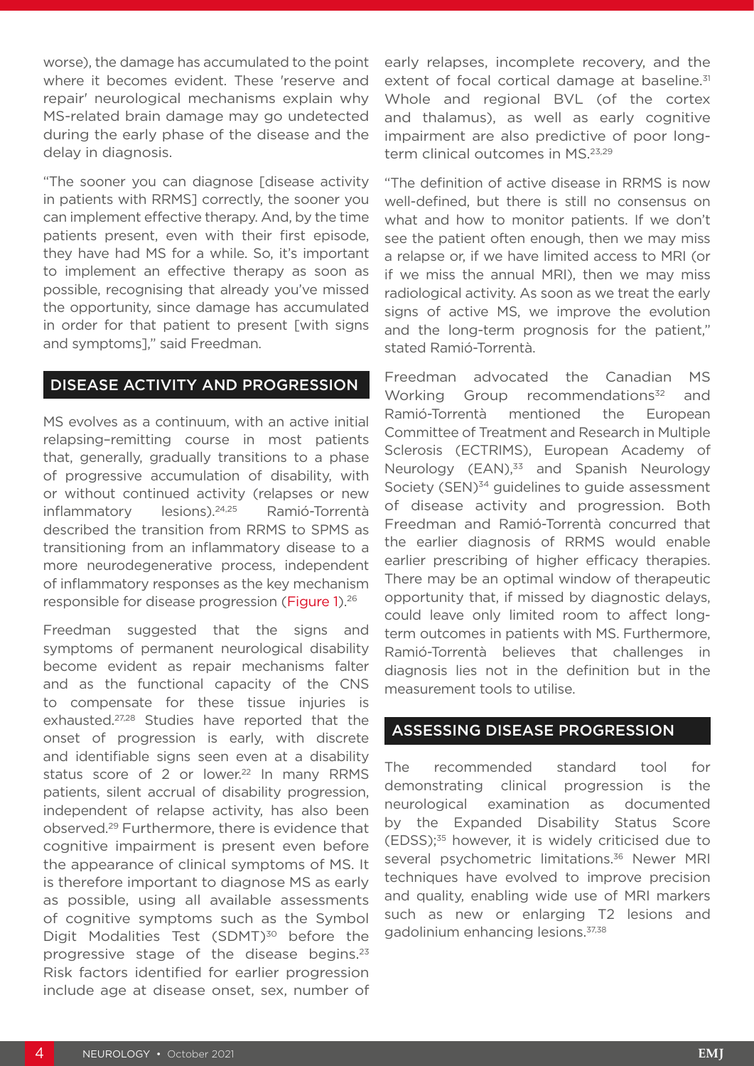worse), the damage has accumulated to the point where it becomes evident. These 'reserve and repair' neurological mechanisms explain why MS-related brain damage may go undetected during the early phase of the disease and the delay in diagnosis.

"The sooner you can diagnose [disease activity in patients with RRMS] correctly, the sooner you can implement effective therapy. And, by the time patients present, even with their first episode, they have had MS for a while. So, it's important to implement an effective therapy as soon as possible, recognising that already you've missed the opportunity, since damage has accumulated in order for that patient to present [with signs and symptoms]," said Freedman.

## DISEASE ACTIVITY AND PROGRESSION

MS evolves as a continuum, with an active initial relapsing–remitting course in most patients that, generally, gradually transitions to a phase of progressive accumulation of disability, with or without continued activity (relapses or new inflammatory lesions).[24,25] Ramió-Torrentà described the transition from RRMS to SPMS as transitioning from an inflammatory disease to a more neurodegenerative process, independent of inflammatory responses as the key mechanism responsible for disease progression (Figure 1).[26]

Freedman suggested that the signs and symptoms of permanent neurological disability become evident as repair mechanisms falter and as the functional capacity of the CNS to compensate for these tissue injuries is exhausted.[27,28] Studies have reported that the onset of progression is early, with discrete and identifiable signs seen even at a disability status score of 2 or lower.[22] In many RRMS patients, silent accrual of disability progression, independent of relapse activity, has also been observed.[29] Furthermore, there is evidence that cognitive impairment is present even before the appearance of clinical symptoms of MS. It is therefore important to diagnose MS as early as possible, using all available assessments of cognitive symptoms such as the Symbol Digit Modalities Test (SDMT)[30] before the progressive stage of the disease begins.[23] Risk factors identified for earlier progression include age at disease onset, sex, number of early relapses, incomplete recovery, and the extent of focal cortical damage at baseline.[31] Whole and regional BVL (of the cortex and thalamus), as well as early cognitive impairment are also predictive of poor long-term clinical outcomes in MS.[23,29]

"The definition of active disease in RRMS is now well-defined, but there is still no consensus on what and how to monitor patients. If we don't see the patient often enough, then we may miss a relapse or, if we have limited access to MRI (or if we miss the annual MRI), then we may miss radiological activity. As soon as we treat the early signs of active MS, we improve the evolution and the long-term prognosis for the patient," stated Ramió-Torrentà.

Freedman advocated the Canadian MS Working Group recommendations[32] and Ramió-Torrentà mentioned the European Committee of Treatment and Research in Multiple Sclerosis (ECTRIMS), European Academy of Neurology (EAN),[33] and Spanish Neurology Society (SEN)[34] guidelines to guide assessment of disease activity and progression. Both Freedman and Ramió-Torrentà concurred that the earlier diagnosis of RRMS would enable earlier prescribing of higher efficacy therapies. There may be an optimal window of therapeutic opportunity that, if missed by diagnostic delays, could leave only limited room to affect long-term outcomes in patients with MS. Furthermore, Ramió-Torrentà believes that challenges in diagnosis lies not in the definition but in the measurement tools to utilise.

## ASSESSING DISEASE PROGRESSION

The recommended standard tool for demonstrating clinical progression is the neurological examination as documented by the Expanded Disability Status Score (EDSS);[35] however, it is widely criticised due to several psychometric limitations.[36] Newer MRI techniques have evolved to improve precision and quality, enabling wide use of MRI markers such as new or enlarging T2 lesions and gadolinium enhancing lesions.[37,38]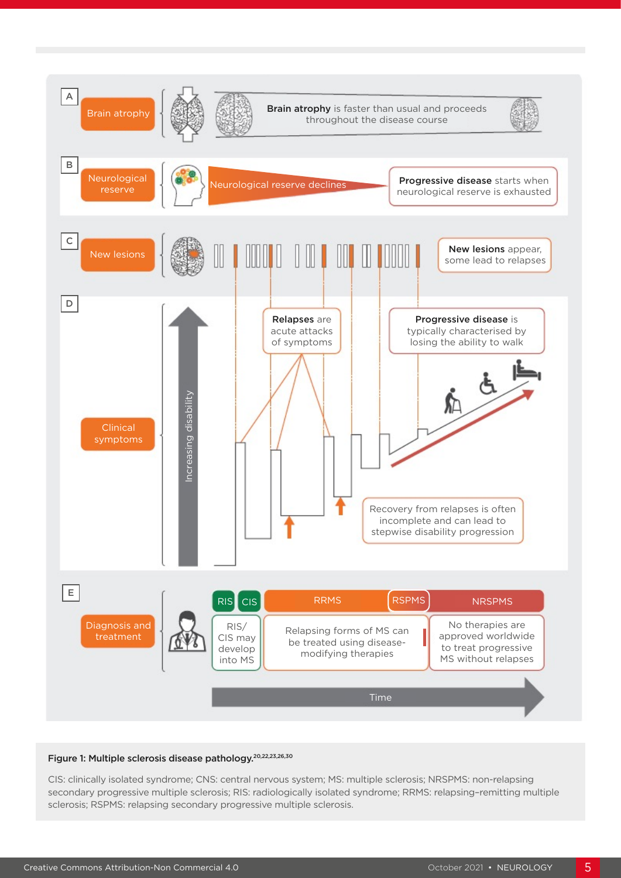A

Brain atrophy

**Brain atrophy** is faster than usual and proceeds throughout the disease course

B

Neurological reserve

Neurological reserve declines

**Progressive disease** starts when neurological reserve is exhausted

C

New lesions

**New lesions** appear, some lead to relapses

D

Clinical symptoms

Increasing disability

**Relapses** are acute attacks of symptoms

**Progressive disease** is typically characterised by losing the ability to walk

Recovery from relapses is often incomplete and can lead to stepwise disability progression

E

Diagnosis and treatment

RIS CIS RRMS RSPMS NRSPMS

RIS/ CIS may develop into MS

Relapsing forms of MS can be treated using disease-modifying therapies

No therapies are approved worldwide to treat progressive MS without relapses

Time

**Figure 1: Multiple sclerosis disease pathology.**[20,22,23,26,30]

CIS: clinically isolated syndrome; CNS: central nervous system; MS: multiple sclerosis; NRSPMS: non-relapsing secondary progressive multiple sclerosis; RIS: radiologically isolated syndrome; RRMS: relapsing–remitting multiple sclerosis; RSPMS: relapsing secondary progressive multiple sclerosis.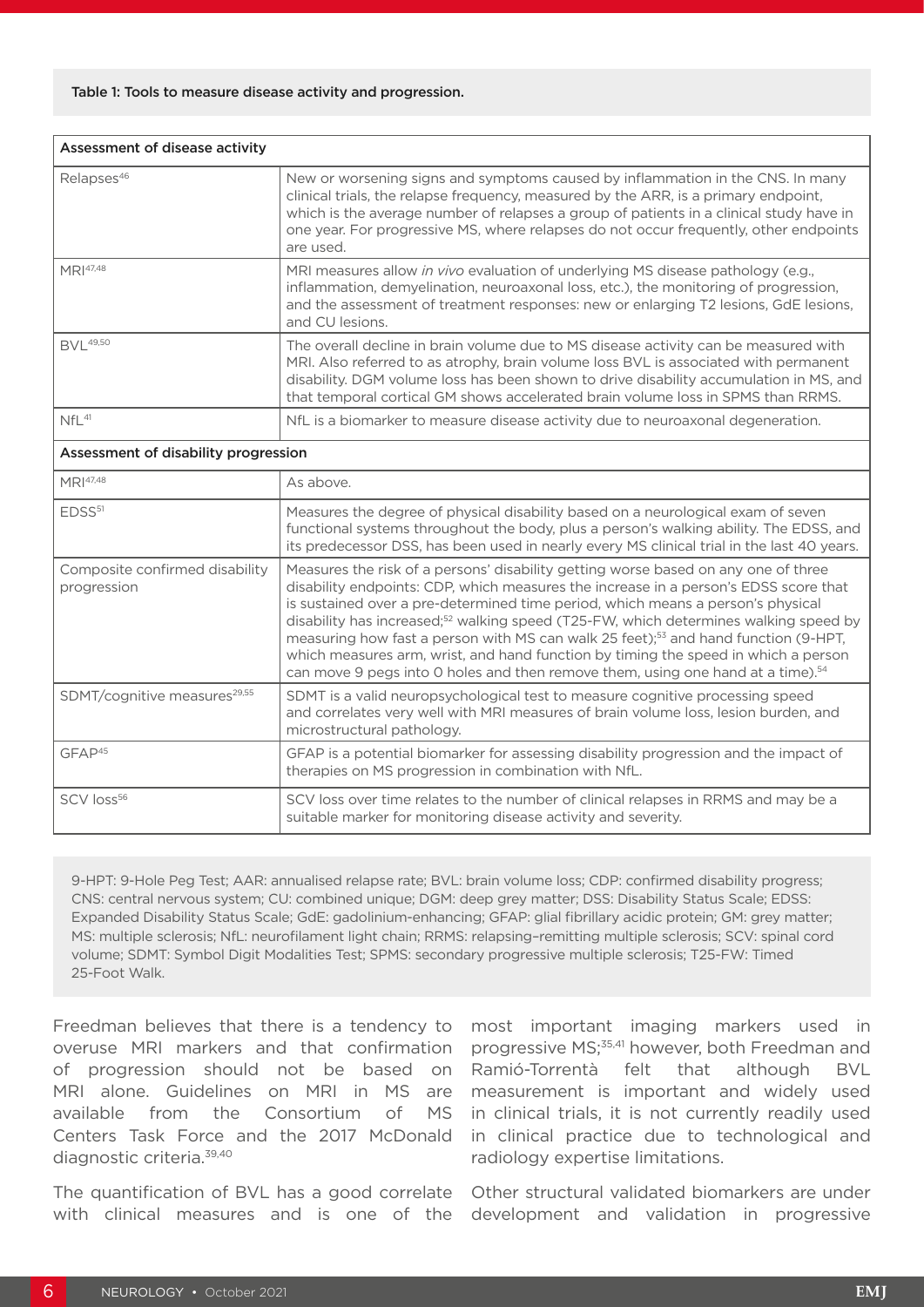Table 1: Tools to measure disease activity and progression.

| | |
|---|---|
| **Assessment of disease activity** | |
| Relapses[46] | New or worsening signs and symptoms caused by inflammation in the CNS. In many clinical trials, the relapse frequency, measured by the ARR, is a primary endpoint, which is the average number of relapses a group of patients in a clinical study have in one year. For progressive MS, where relapses do not occur frequently, other endpoints are used. |
| MRI[47,48] | MRI measures allow *in vivo* evaluation of underlying MS disease pathology (e.g., inflammation, demyelination, neuroaxonal loss, etc.), the monitoring of progression, and the assessment of treatment responses: new or enlarging T2 lesions, GdE lesions, and CU lesions. |
| BVL[49,50] | The overall decline in brain volume due to MS disease activity can be measured with MRI. Also referred to as atrophy, brain volume loss BVL is associated with permanent disability. DGM volume loss has been shown to drive disability accumulation in MS, and that temporal cortical GM shows accelerated brain volume loss in SPMS than RRMS. |
| NfL[41] | NfL is a biomarker to measure disease activity due to neuroaxonal degeneration. |
| **Assessment of disability progression** | |
| MRI[47,48] | As above. |
| EDSS[51] | Measures the degree of physical disability based on a neurological exam of seven functional systems throughout the body, plus a person's walking ability. The EDSS, and its predecessor DSS, has been used in nearly every MS clinical trial in the last 40 years. |
| Composite confirmed disability progression | Measures the risk of a persons' disability getting worse based on any one of three disability endpoints: CDP, which measures the increase in a person's EDSS score that is sustained over a pre-determined time period, which means a person's physical disability has increased;[52] walking speed (T25-FW, which determines walking speed by measuring how fast a person with MS can walk 25 feet);[53] and hand function (9-HPT, which measures arm, wrist, and hand function by timing the speed in which a person can move 9 pegs into 0 holes and then remove them, using one hand at a time).[54] |
| SDMT/cognitive measures[29,55] | SDMT is a valid neuropsychological test to measure cognitive processing speed and correlates very well with MRI measures of brain volume loss, lesion burden, and microstructural pathology. |
| GFAP[45] | GFAP is a potential biomarker for assessing disability progression and the impact of therapies on MS progression in combination with NfL. |
| SCV loss[56] | SCV loss over time relates to the number of clinical relapses in RRMS and may be a suitable marker for monitoring disease activity and severity. |

9-HPT: 9-Hole Peg Test; AAR: annualised relapse rate; BVL: brain volume loss; CDP: confirmed disability progress; CNS: central nervous system; CU: combined unique; DGM: deep grey matter; DSS: Disability Status Scale; EDSS: Expanded Disability Status Scale; GdE: gadolinium-enhancing; GFAP: glial fibrillary acidic protein; GM: grey matter; MS: multiple sclerosis; NfL: neurofilament light chain; RRMS: relapsing–remitting multiple sclerosis; SCV: spinal cord volume; SDMT: Symbol Digit Modalities Test; SPMS: secondary progressive multiple sclerosis; T25-FW: Timed 25-Foot Walk.

Freedman believes that there is a tendency to overuse MRI markers and that confirmation of progression should not be based on MRI alone. Guidelines on MRI in MS are available from the Consortium of MS Centers Task Force and the 2017 McDonald diagnostic criteria.[39,40]

The quantification of BVL has a good correlate with clinical measures and is one of the most important imaging markers used in progressive MS;[35,41] however, both Freedman and Ramió-Torrentà felt that although BVL measurement is important and widely used in clinical trials, it is not currently readily used in clinical practice due to technological and radiology expertise limitations.

Other structural validated biomarkers are under development and validation in progressive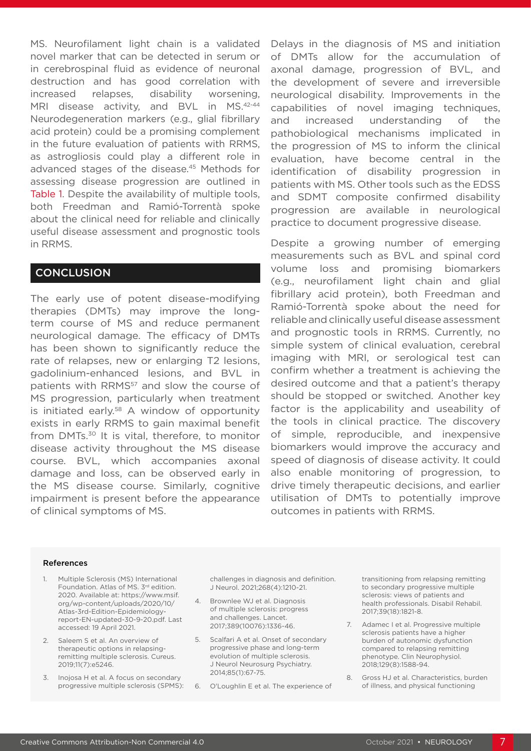MS. Neurofilament light chain is a validated novel marker that can be detected in serum or in cerebrospinal fluid as evidence of neuronal destruction and has good correlation with increased relapses, disability worsening, MRI disease activity, and BVL in MS.[42-44] Neurodegeneration markers (e.g., glial fibrillary acid protein) could be a promising complement in the future evaluation of patients with RRMS, as astrogliosis could play a different role in advanced stages of the disease.[45] Methods for assessing disease progression are outlined in Table 1. Despite the availability of multiple tools, both Freedman and Ramió-Torrentà spoke about the clinical need for reliable and clinically useful disease assessment and prognostic tools in RRMS.

## CONCLUSION

The early use of potent disease-modifying therapies (DMTs) may improve the long-term course of MS and reduce permanent neurological damage. The efficacy of DMTs has been shown to significantly reduce the rate of relapses, new or enlarging T2 lesions, gadolinium-enhanced lesions, and BVL in patients with RRMS[57] and slow the course of MS progression, particularly when treatment is initiated early.[58] A window of opportunity exists in early RRMS to gain maximal benefit from DMTs.[30] It is vital, therefore, to monitor disease activity throughout the MS disease course. BVL, which accompanies axonal damage and loss, can be observed early in the MS disease course. Similarly, cognitive impairment is present before the appearance of clinical symptoms of MS.

Delays in the diagnosis of MS and initiation of DMTs allow for the accumulation of axonal damage, progression of BVL, and the development of severe and irreversible neurological disability. Improvements in the capabilities of novel imaging techniques, and increased understanding of the pathobiological mechanisms implicated in the progression of MS to inform the clinical evaluation, have become central in the identification of disability progression in patients with MS. Other tools such as the EDSS and SDMT composite confirmed disability progression are available in neurological practice to document progressive disease.

Despite a growing number of emerging measurements such as BVL and spinal cord volume loss and promising biomarkers (e.g., neurofilament light chain and glial fibrillary acid protein), both Freedman and Ramió-Torrentà spoke about the need for reliable and clinically useful disease assessment and prognostic tools in RRMS. Currently, no simple system of clinical evaluation, cerebral imaging with MRI, or serological test can confirm whether a treatment is achieving the desired outcome and that a patient's therapy should be stopped or switched. Another key factor is the applicability and useability of the tools in clinical practice. The discovery of simple, reproducible, and inexpensive biomarkers would improve the accuracy and speed of diagnosis of disease activity. It could also enable monitoring of progression, to drive timely therapeutic decisions, and earlier utilisation of DMTs to potentially improve outcomes in patients with RRMS.

### References

1. Multiple Sclerosis (MS) International Foundation. Atlas of MS. 3rd edition. 2020. Available at: https://www.msif.org/wp-content/uploads/2020/10/Atlas-3rd-Edition-Epidemiology-report-EN-updated-30-9-20.pdf. Last accessed: 19 April 2021.
2. Saleem S et al. An overview of therapeutic options in relapsing-remitting multiple sclerosis. Cureus. 2019;11(7):e5246.
3. Inojosa H et al. A focus on secondary progressive multiple sclerosis (SPMS): challenges in diagnosis and definition. J Neurol. 2021;268(4):1210-21.
4. Brownlee WJ et al. Diagnosis of multiple sclerosis: progress and challenges. Lancet. 2017;389(10076):1336-46.
5. Scalfari A et al. Onset of secondary progressive phase and long-term evolution of multiple sclerosis. J Neurol Neurosurg Psychiatry. 2014;85(1):67-75.
6. O'Loughlin E et al. The experience of transitioning from relapsing remitting to secondary progressive multiple sclerosis: views of patients and health professionals. Disabil Rehabil. 2017;39(18):1821-8.
7. Adamec I et al. Progressive multiple sclerosis patients have a higher burden of autonomic dysfunction compared to relapsing remitting phenotype. Clin Neurophysiol. 2018;129(8):1588-94.
8. Gross HJ et al. Characteristics, burden of illness, and physical functioning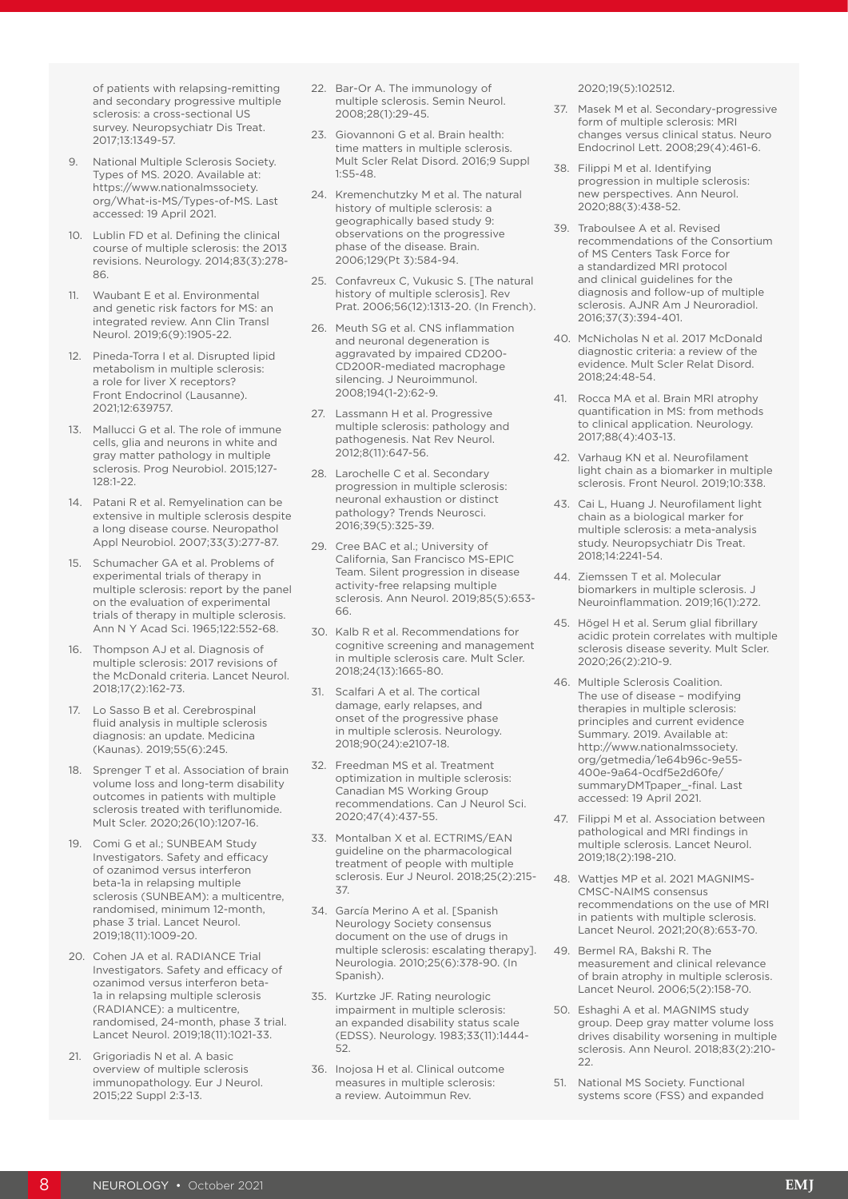of patients with relapsing-remitting and secondary progressive multiple sclerosis: a cross-sectional US survey. Neuropsychiatr Dis Treat. 2017;13:1349-57.

9. National Multiple Sclerosis Society. Types of MS. 2020. Available at: https://www.nationalmssociety.org/What-is-MS/Types-of-MS. Last accessed: 19 April 2021.
10. Lublin FD et al. Defining the clinical course of multiple sclerosis: the 2013 revisions. Neurology. 2014;83(3):278-86.
11. Waubant E et al. Environmental and genetic risk factors for MS: an integrated review. Ann Clin Transl Neurol. 2019;6(9):1905-22.
12. Pineda-Torra I et al. Disrupted lipid metabolism in multiple sclerosis: a role for liver X receptors? Front Endocrinol (Lausanne). 2021;12:639757.
13. Mallucci G et al. The role of immune cells, glia and neurons in white and gray matter pathology in multiple sclerosis. Prog Neurobiol. 2015;127-128:1-22.
14. Patani R et al. Remyelination can be extensive in multiple sclerosis despite a long disease course. Neuropathol Appl Neurobiol. 2007;33(3):277-87.
15. Schumacher GA et al. Problems of experimental trials of therapy in multiple sclerosis: report by the panel on the evaluation of experimental trials of therapy in multiple sclerosis. Ann N Y Acad Sci. 1965;122:552-68.
16. Thompson AJ et al. Diagnosis of multiple sclerosis: 2017 revisions of the McDonald criteria. Lancet Neurol. 2018;17(2):162-73.
17. Lo Sasso B et al. Cerebrospinal fluid analysis in multiple sclerosis diagnosis: an update. Medicina (Kaunas). 2019;55(6):245.
18. Sprenger T et al. Association of brain volume loss and long-term disability outcomes in patients with multiple sclerosis treated with teriflunomide. Mult Scler. 2020;26(10):1207-16.
19. Comi G et al.; SUNBEAM Study Investigators. Safety and efficacy of ozanimod versus interferon beta-1a in relapsing multiple sclerosis (SUNBEAM): a multicentre, randomised, minimum 12-month, phase 3 trial. Lancet Neurol. 2019;18(11):1009-20.
20. Cohen JA et al. RADIANCE Trial Investigators. Safety and efficacy of ozanimod versus interferon beta-1a in relapsing multiple sclerosis (RADIANCE): a multicentre, randomised, 24-month, phase 3 trial. Lancet Neurol. 2019;18(11):1021-33.
21. Grigoriadis N et al. A basic overview of multiple sclerosis immunopathology. Eur J Neurol. 2015;22 Suppl 2:3-13.
22. Bar-Or A. The immunology of multiple sclerosis. Semin Neurol. 2008;28(1):29-45.
23. Giovannoni G et al. Brain health: time matters in multiple sclerosis. Mult Scler Relat Disord. 2016;9 Suppl 1:S5-48.
24. Kremenchutzky M et al. The natural history of multiple sclerosis: a geographically based study 9: observations on the progressive phase of the disease. Brain. 2006;129(Pt 3):584-94.
25. Confavreux C, Vukusic S. [The natural history of multiple sclerosis]. Rev Prat. 2006;56(12):1313-20. (In French).
26. Meuth SG et al. CNS inflammation and neuronal degeneration is aggravated by impaired CD200-CD200R-mediated macrophage silencing. J Neuroimmunol. 2008;194(1-2):62-9.
27. Lassmann H et al. Progressive multiple sclerosis: pathology and pathogenesis. Nat Rev Neurol. 2012;8(11):647-56.
28. Larochelle C et al. Secondary progression in multiple sclerosis: neuronal exhaustion or distinct pathology? Trends Neurosci. 2016;39(5):325-39.
29. Cree BAC et al.; University of California, San Francisco MS-EPIC Team. Silent progression in disease activity-free relapsing multiple sclerosis. Ann Neurol. 2019;85(5):653-66.
30. Kalb R et al. Recommendations for cognitive screening and management in multiple sclerosis care. Mult Scler. 2018;24(13):1665-80.
31. Scalfari A et al. The cortical damage, early relapses, and onset of the progressive phase in multiple sclerosis. Neurology. 2018;90(24):e2107-18.
32. Freedman MS et al. Treatment optimization in multiple sclerosis: Canadian MS Working Group recommendations. Can J Neurol Sci. 2020;47(4):437-55.
33. Montalban X et al. ECTRIMS/EAN guideline on the pharmacological treatment of people with multiple sclerosis. Eur J Neurol. 2018;25(2):215-37.
34. García Merino A et al. [Spanish Neurology Society consensus document on the use of drugs in multiple sclerosis: escalating therapy]. Neurologia. 2010;25(6):378-90. (In Spanish).
35. Kurtzke JF. Rating neurologic impairment in multiple sclerosis: an expanded disability status scale (EDSS). Neurology. 1983;33(11):1444-52.
36. Inojosa H et al. Clinical outcome measures in multiple sclerosis: a review. Autoimmun Rev. 2020;19(5):102512.
37. Masek M et al. Secondary-progressive form of multiple sclerosis: MRI changes versus clinical status. Neuro Endocrinol Lett. 2008;29(4):461-6.
38. Filippi M et al. Identifying progression in multiple sclerosis: new perspectives. Ann Neurol. 2020;88(3):438-52.
39. Traboulsee A et al. Revised recommendations of the Consortium of MS Centers Task Force for a standardized MRI protocol and clinical guidelines for the diagnosis and follow-up of multiple sclerosis. AJNR Am J Neuroradiol. 2016;37(3):394-401.
40. McNicholas N et al. 2017 McDonald diagnostic criteria: a review of the evidence. Mult Scler Relat Disord. 2018;24:48-54.
41. Rocca MA et al. Brain MRI atrophy quantification in MS: from methods to clinical application. Neurology. 2017;88(4):403-13.
42. Varhaug KN et al. Neurofilament light chain as a biomarker in multiple sclerosis. Front Neurol. 2019;10:338.
43. Cai L, Huang J. Neurofilament light chain as a biological marker for multiple sclerosis: a meta-analysis study. Neuropsychiatr Dis Treat. 2018;14:2241-54.
44. Ziemssen T et al. Molecular biomarkers in multiple sclerosis. J Neuroinflammation. 2019;16(1):272.
45. Högel H et al. Serum glial fibrillary acidic protein correlates with multiple sclerosis disease severity. Mult Scler. 2020;26(2):210-9.
46. Multiple Sclerosis Coalition. The use of disease – modifying therapies in multiple sclerosis: principles and current evidence Summary. 2019. Available at: http://www.nationalmssociety.org/getmedia/1e64b96c-9e55-400e-9a64-0cdf5e2d60fe/summaryDMTpaper_-final. Last accessed: 19 April 2021.
47. Filippi M et al. Association between pathological and MRI findings in multiple sclerosis. Lancet Neurol. 2019;18(2):198-210.
48. Wattjes MP et al. 2021 MAGNIMS-CMSC-NAIMS consensus recommendations on the use of MRI in patients with multiple sclerosis. Lancet Neurol. 2021;20(8):653-70.
49. Bermel RA, Bakshi R. The measurement and clinical relevance of brain atrophy in multiple sclerosis. Lancet Neurol. 2006;5(2):158-70.
50. Eshaghi A et al. MAGNIMS study group. Deep gray matter volume loss drives disability worsening in multiple sclerosis. Ann Neurol. 2018;83(2):210-22.
51. National MS Society. Functional systems score (FSS) and expanded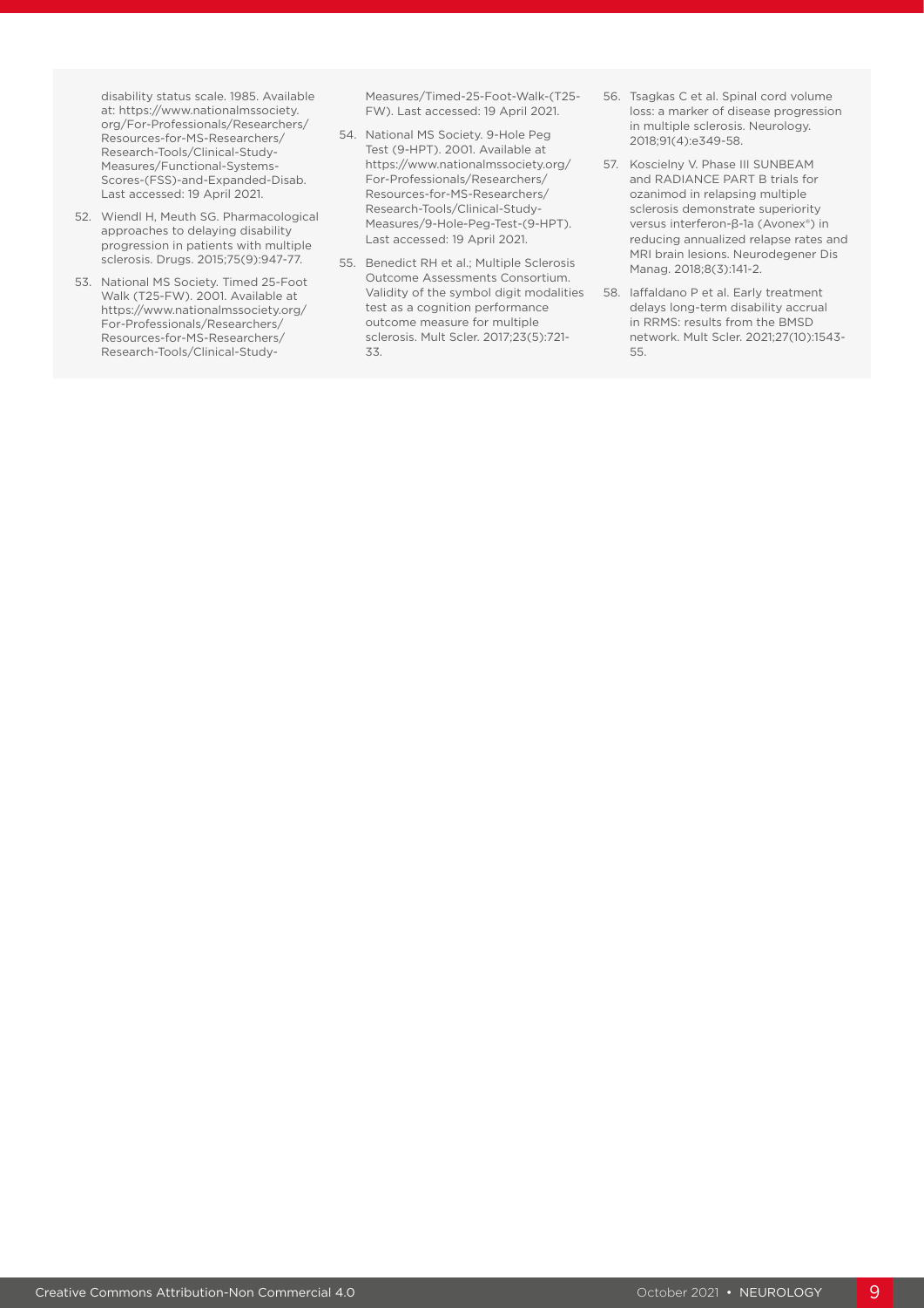disability status scale. 1985. Available at: https://www.nationalmssociety.org/For-Professionals/Researchers/Resources-for-MS-Researchers/Research-Tools/Clinical-Study-Measures/Functional-Systems-Scores-(FSS)-and-Expanded-Disab. Last accessed: 19 April 2021.

52. Wiendl H, Meuth SG. Pharmacological approaches to delaying disability progression in patients with multiple sclerosis. Drugs. 2015;75(9):947-77.

53. National MS Society. Timed 25-Foot Walk (T25-FW). 2001. Available at https://www.nationalmssociety.org/For-Professionals/Researchers/Resources-for-MS-Researchers/Research-Tools/Clinical-Study-Measures/Timed-25-Foot-Walk-(T25-FW). Last accessed: 19 April 2021.

54. National MS Society. 9-Hole Peg Test (9-HPT). 2001. Available at https://www.nationalmssociety.org/For-Professionals/Researchers/Resources-for-MS-Researchers/Research-Tools/Clinical-Study-Measures/9-Hole-Peg-Test-(9-HPT). Last accessed: 19 April 2021.

55. Benedict RH et al.; Multiple Sclerosis Outcome Assessments Consortium. Validity of the symbol digit modalities test as a cognition performance outcome measure for multiple sclerosis. Mult Scler. 2017;23(5):721-33.

56. Tsagkas C et al. Spinal cord volume loss: a marker of disease progression in multiple sclerosis. Neurology. 2018;91(4):e349-58.

57. Koscielny V. Phase III SUNBEAM and RADIANCE PART B trials for ozanimod in relapsing multiple sclerosis demonstrate superiority versus interferon-β-1a (Avonex®) in reducing annualized relapse rates and MRI brain lesions. Neurodegener Dis Manag. 2018;8(3):141-2.

58. Iaffaldano P et al. Early treatment delays long-term disability accrual in RRMS: results from the BMSD network. Mult Scler. 2021;27(10):1543-55.